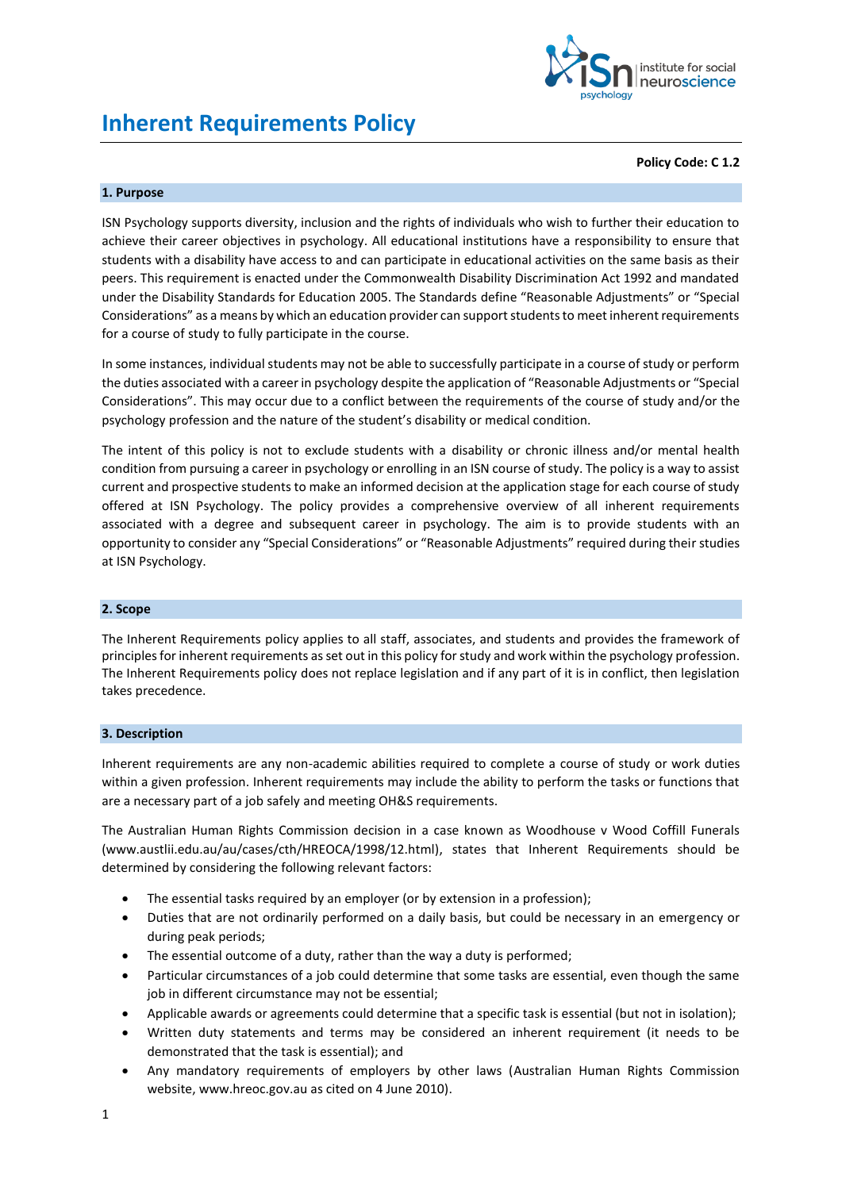# Inherent Requirements Policy

**Policy Code: C 1.2**

## 1. Purpose

ISN Psychology supports diversity, inclusion and the rights of individuals who wish to further their education to achieve their career objectives in psychology. All educational institutions have a responsibility to ensure that students with a disability have access to and can participate in educational activities on the same basis as their peers. This requirement is enacted under the Commonwealth Disability Discrimination Act 1992 and mandated under the Disability Standards for Education 2005. The Standards define "Reasonable Adjustments" or "Special Considerations" as a means by which an education provider can support students to meet inherent requirements for a course of study to fully participate in the course.

In some instances, individual students may not be able to successfully participate in a course of study or perform the duties associated with a career in psychology despite the application of "Reasonable Adjustments or "Special Considerations". This may occur due to a conflict between the requirements of the course of study and/or the psychology profession and the nature of the student's disability or medical condition.

The intent of this policy is not to exclude students with a disability or chronic illness and/or mental health condition from pursuing a career in psychology or enrolling in an ISN course of study. The policy is a way to assist current and prospective students to make an informed decision at the application stage for each course of study offered at ISN Psychology. The policy provides a comprehensive overview of all inherent requirements associated with a degree and subsequent career in psychology. The aim is to provide students with an opportunity to consider any "Special Considerations" or "Reasonable Adjustments" required during their studies at ISN Psychology.

## 2. Scope

The Inherent Requirements policy applies to all staff, associates, and students and provides the framework of principles for inherent requirements as set out in this policy for study and work within the psychology profession. The Inherent Requirements policy does not replace legislation and if any part of it is in conflict, then legislation takes precedence.

## 3. Description

Inherent requirements are any non-academic abilities required to complete a course of study or work duties within a given profession. Inherent requirements may include the ability to perform the tasks or functions that are a necessary part of a job safely and meeting OH&S requirements.

The Australian Human Rights Commission decision in a case known as Woodhouse v Wood Coffill Funerals (www.austlii.edu.au/au/cases/cth/HREOCA/1998/12.html), states that Inherent Requirements should be determined by considering the following relevant factors:

- The essential tasks required by an employer (or by extension in a profession);
- Duties that are not ordinarily performed on a daily basis, but could be necessary in an emergency or during peak periods;
- The essential outcome of a duty, rather than the way a duty is performed;
- Particular circumstances of a job could determine that some tasks are essential, even though the same job in different circumstance may not be essential;
- Applicable awards or agreements could determine that a specific task is essential (but not in isolation);
- Written duty statements and terms may be considered an inherent requirement (it needs to be demonstrated that the task is essential); and
- Any mandatory requirements of employers by other laws (Australian Human Rights Commission website, www.hreoc.gov.au as cited on 4 June 2010).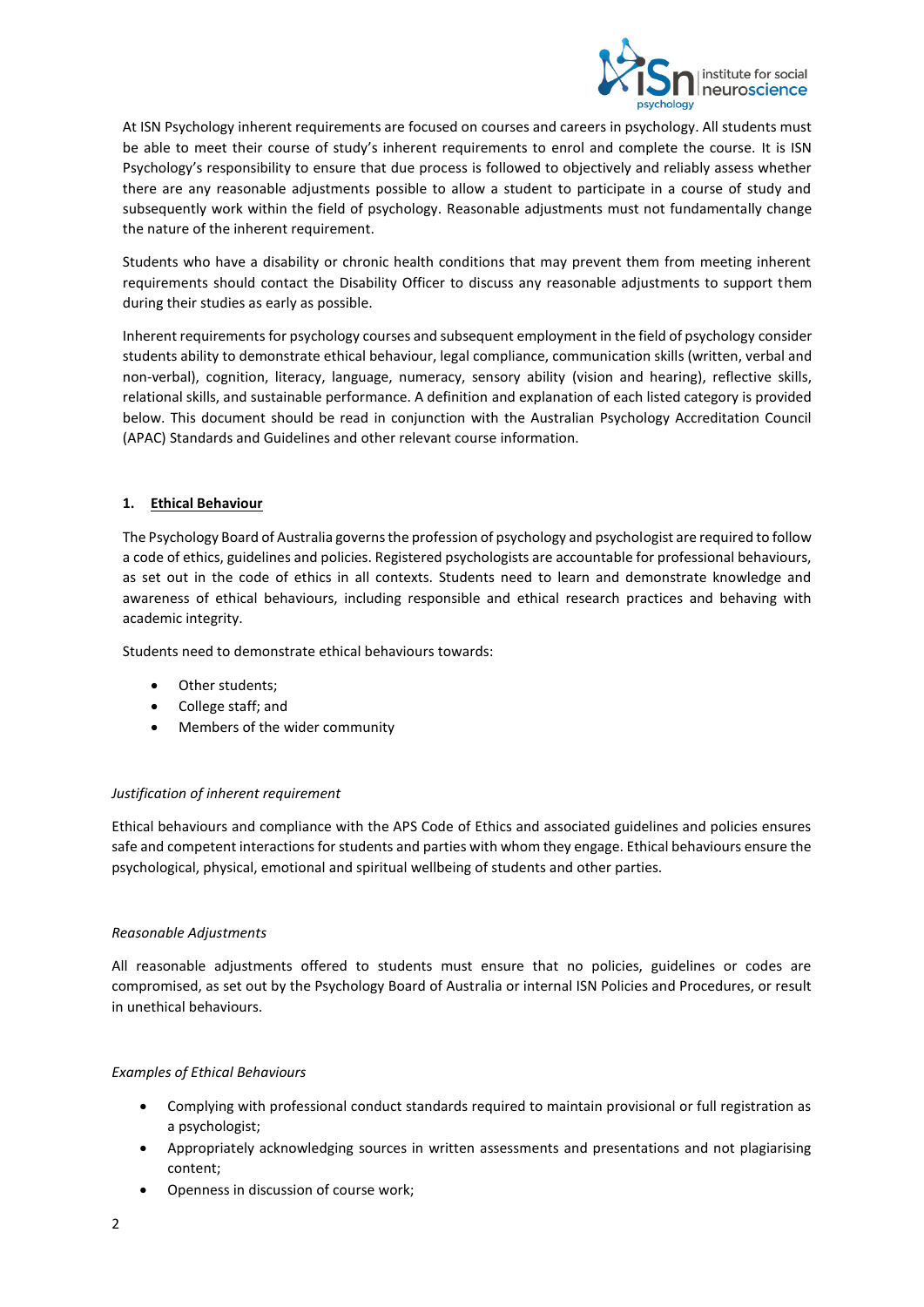At ISN Psychology inherent requirements are focused on courses and careers in psychology. All students must be able to meet their course of study's inherent requirements to enrol and complete the course. It is ISN Psychology's responsibility to ensure that due process is followed to objectively and reliably assess whether there are any reasonable adjustments possible to allow a student to participate in a course of study and subsequently work within the field of psychology. Reasonable adjustments must not fundamentally change the nature of the inherent requirement.

Students who have a disability or chronic health conditions that may prevent them from meeting inherent requirements should contact the Disability Officer to discuss any reasonable adjustments to support them during their studies as early as possible.

Inherent requirements for psychology courses and subsequent employment in the field of psychology consider students ability to demonstrate ethical behaviour, legal compliance, communication skills (written, verbal and non-verbal), cognition, literacy, language, numeracy, sensory ability (vision and hearing), reflective skills, relational skills, and sustainable performance. A definition and explanation of each listed category is provided below. This document should be read in conjunction with the Australian Psychology Accreditation Council (APAC) Standards and Guidelines and other relevant course information.

## 1. Ethical Behaviour

The Psychology Board of Australia governs the profession of psychology and psychologist are required to follow a code of ethics, guidelines and policies. Registered psychologists are accountable for professional behaviours, as set out in the code of ethics in all contexts. Students need to learn and demonstrate knowledge and awareness of ethical behaviours, including responsible and ethical research practices and behaving with academic integrity.

Students need to demonstrate ethical behaviours towards:

- Other students;
- College staff; and
- Members of the wider community

*Justification of inherent requirement*

Ethical behaviours and compliance with the APS Code of Ethics and associated guidelines and policies ensures safe and competent interactions for students and parties with whom they engage. Ethical behaviours ensure the psychological, physical, emotional and spiritual wellbeing of students and other parties.

*Reasonable Adjustments*

All reasonable adjustments offered to students must ensure that no policies, guidelines or codes are compromised, as set out by the Psychology Board of Australia or internal ISN Policies and Procedures, or result in unethical behaviours.

*Examples of Ethical Behaviours*

- Complying with professional conduct standards required to maintain provisional or full registration as a psychologist;
- Appropriately acknowledging sources in written assessments and presentations and not plagiarising content;
- Openness in discussion of course work;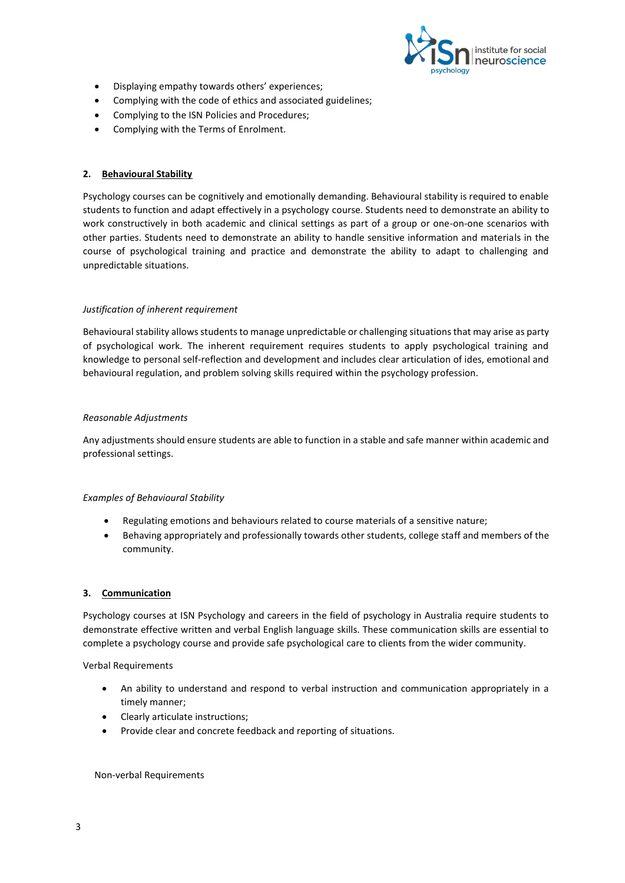- Displaying empathy towards others' experiences;
- Complying with the code of ethics and associated guidelines;
- Complying to the ISN Policies and Procedures;
- Complying with the Terms of Enrolment.

## 2. Behavioural Stability

Psychology courses can be cognitively and emotionally demanding. Behavioural stability is required to enable students to function and adapt effectively in a psychology course. Students need to demonstrate an ability to work constructively in both academic and clinical settings as part of a group or one-on-one scenarios with other parties. Students need to demonstrate an ability to handle sensitive information and materials in the course of psychological training and practice and demonstrate the ability to adapt to challenging and unpredictable situations.

*Justification of inherent requirement*

Behavioural stability allows students to manage unpredictable or challenging situations that may arise as party of psychological work. The inherent requirement requires students to apply psychological training and knowledge to personal self-reflection and development and includes clear articulation of ides, emotional and behavioural regulation, and problem solving skills required within the psychology profession.

*Reasonable Adjustments*

Any adjustments should ensure students are able to function in a stable and safe manner within academic and professional settings.

*Examples of Behavioural Stability*

- Regulating emotions and behaviours related to course materials of a sensitive nature;
- Behaving appropriately and professionally towards other students, college staff and members of the community.

## 3. Communication

Psychology courses at ISN Psychology and careers in the field of psychology in Australia require students to demonstrate effective written and verbal English language skills. These communication skills are essential to complete a psychology course and provide safe psychological care to clients from the wider community.

Verbal Requirements

- An ability to understand and respond to verbal instruction and communication appropriately in a timely manner;
- Clearly articulate instructions;
- Provide clear and concrete feedback and reporting of situations.

Non-verbal Requirements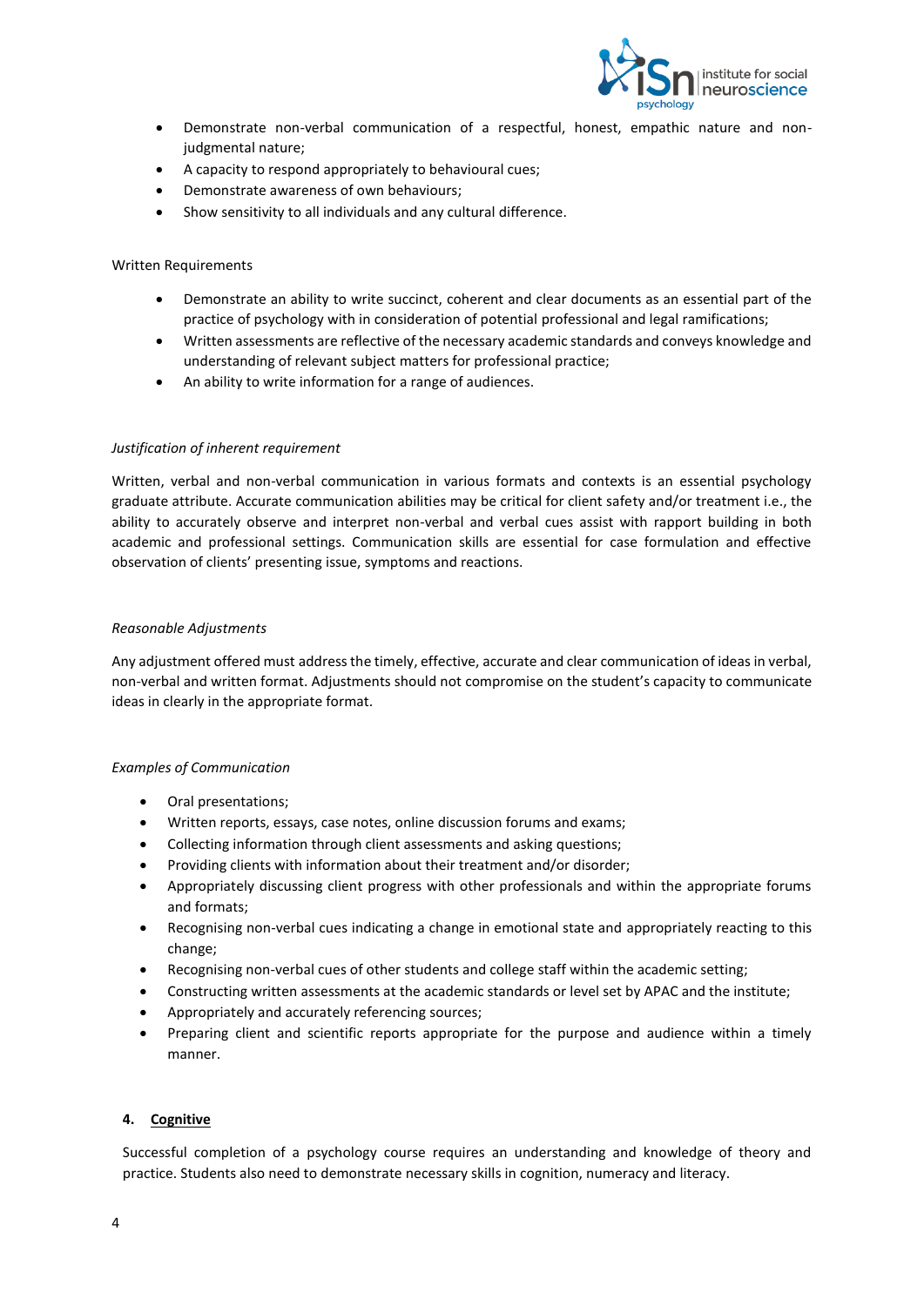- Demonstrate non-verbal communication of a respectful, honest, empathic nature and non-judgmental nature;
- A capacity to respond appropriately to behavioural cues;
- Demonstrate awareness of own behaviours;
- Show sensitivity to all individuals and any cultural difference.

Written Requirements

- Demonstrate an ability to write succinct, coherent and clear documents as an essential part of the practice of psychology with in consideration of potential professional and legal ramifications;
- Written assessments are reflective of the necessary academic standards and conveys knowledge and understanding of relevant subject matters for professional practice;
- An ability to write information for a range of audiences.

*Justification of inherent requirement*

Written, verbal and non-verbal communication in various formats and contexts is an essential psychology graduate attribute. Accurate communication abilities may be critical for client safety and/or treatment i.e., the ability to accurately observe and interpret non-verbal and verbal cues assist with rapport building in both academic and professional settings. Communication skills are essential for case formulation and effective observation of clients' presenting issue, symptoms and reactions.

*Reasonable Adjustments*

Any adjustment offered must address the timely, effective, accurate and clear communication of ideas in verbal, non-verbal and written format. Adjustments should not compromise on the student's capacity to communicate ideas in clearly in the appropriate format.

*Examples of Communication*

- Oral presentations;
- Written reports, essays, case notes, online discussion forums and exams;
- Collecting information through client assessments and asking questions;
- Providing clients with information about their treatment and/or disorder;
- Appropriately discussing client progress with other professionals and within the appropriate forums and formats;
- Recognising non-verbal cues indicating a change in emotional state and appropriately reacting to this change;
- Recognising non-verbal cues of other students and college staff within the academic setting;
- Constructing written assessments at the academic standards or level set by APAC and the institute;
- Appropriately and accurately referencing sources;
- Preparing client and scientific reports appropriate for the purpose and audience within a timely manner.

## 4. Cognitive

Successful completion of a psychology course requires an understanding and knowledge of theory and practice. Students also need to demonstrate necessary skills in cognition, numeracy and literacy.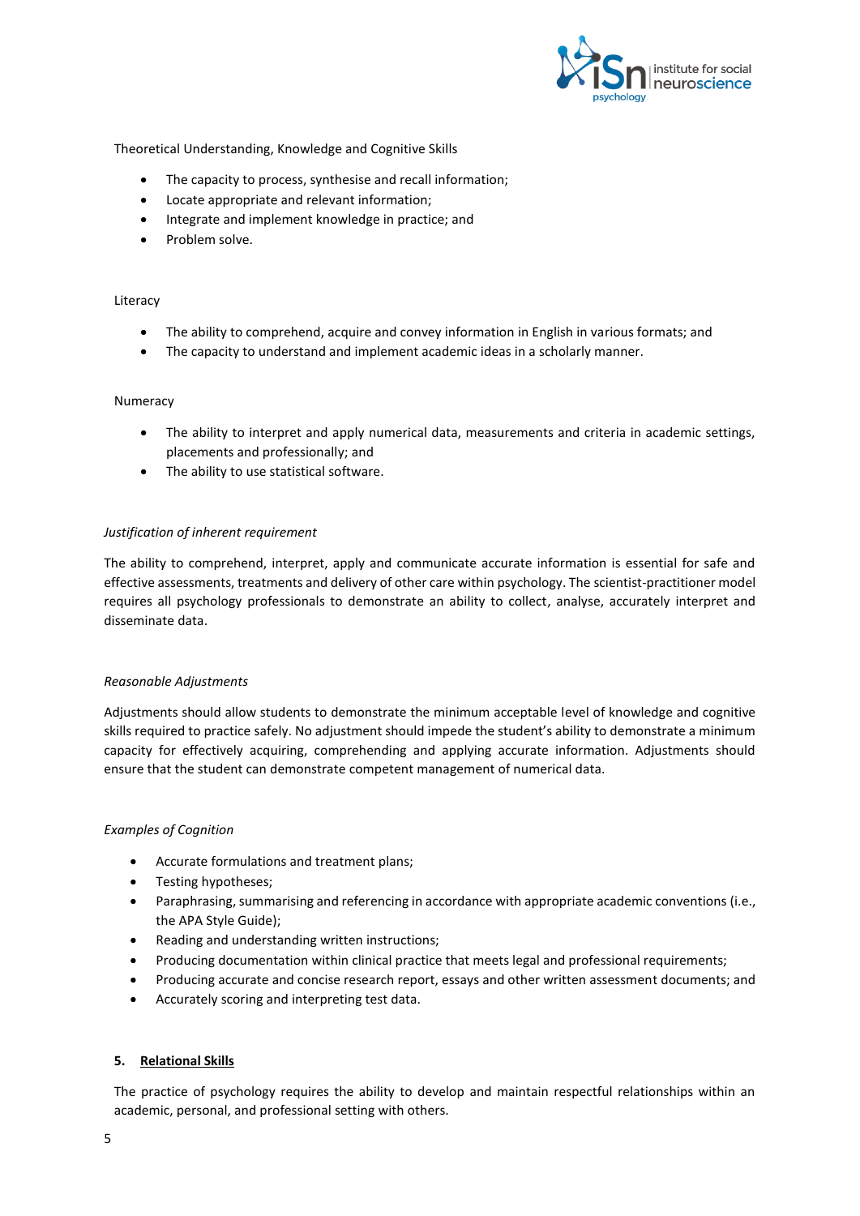Theoretical Understanding, Knowledge and Cognitive Skills

- The capacity to process, synthesise and recall information;
- Locate appropriate and relevant information;
- Integrate and implement knowledge in practice; and
- Problem solve.

Literacy

- The ability to comprehend, acquire and convey information in English in various formats; and
- The capacity to understand and implement academic ideas in a scholarly manner.

Numeracy

- The ability to interpret and apply numerical data, measurements and criteria in academic settings, placements and professionally; and
- The ability to use statistical software.

*Justification of inherent requirement*

The ability to comprehend, interpret, apply and communicate accurate information is essential for safe and effective assessments, treatments and delivery of other care within psychology. The scientist-practitioner model requires all psychology professionals to demonstrate an ability to collect, analyse, accurately interpret and disseminate data.

*Reasonable Adjustments*

Adjustments should allow students to demonstrate the minimum acceptable level of knowledge and cognitive skills required to practice safely. No adjustment should impede the student's ability to demonstrate a minimum capacity for effectively acquiring, comprehending and applying accurate information. Adjustments should ensure that the student can demonstrate competent management of numerical data.

*Examples of Cognition*

- Accurate formulations and treatment plans;
- Testing hypotheses;
- Paraphrasing, summarising and referencing in accordance with appropriate academic conventions (i.e., the APA Style Guide);
- Reading and understanding written instructions;
- Producing documentation within clinical practice that meets legal and professional requirements;
- Producing accurate and concise research report, essays and other written assessment documents; and
- Accurately scoring and interpreting test data.

## 5. **Relational Skills**

The practice of psychology requires the ability to develop and maintain respectful relationships within an academic, personal, and professional setting with others.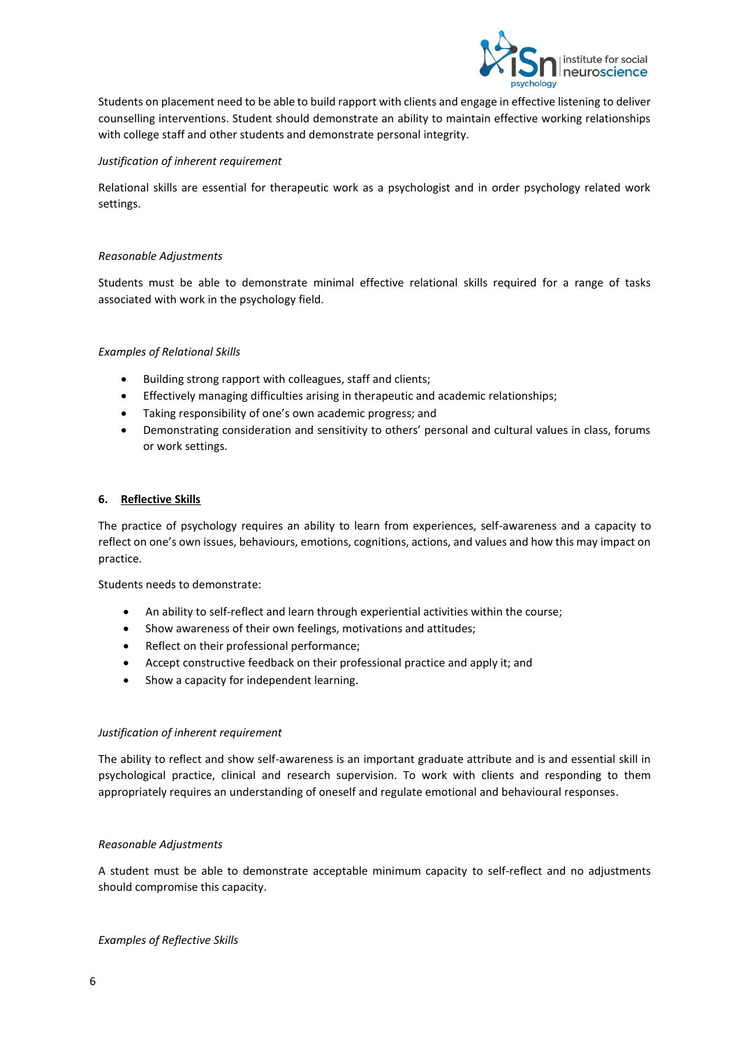Students on placement need to be able to build rapport with clients and engage in effective listening to deliver counselling interventions. Student should demonstrate an ability to maintain effective working relationships with college staff and other students and demonstrate personal integrity.

*Justification of inherent requirement*

Relational skills are essential for therapeutic work as a psychologist and in order psychology related work settings.

*Reasonable Adjustments*

Students must be able to demonstrate minimal effective relational skills required for a range of tasks associated with work in the psychology field.

*Examples of Relational Skills*

- Building strong rapport with colleagues, staff and clients;
- Effectively managing difficulties arising in therapeutic and academic relationships;
- Taking responsibility of one's own academic progress; and
- Demonstrating consideration and sensitivity to others' personal and cultural values in class, forums or work settings.

## 6. <u>Reflective Skills</u>

The practice of psychology requires an ability to learn from experiences, self-awareness and a capacity to reflect on one's own issues, behaviours, emotions, cognitions, actions, and values and how this may impact on practice.

Students needs to demonstrate:

- An ability to self-reflect and learn through experiential activities within the course;
- Show awareness of their own feelings, motivations and attitudes;
- Reflect on their professional performance;
- Accept constructive feedback on their professional practice and apply it; and
- Show a capacity for independent learning.

*Justification of inherent requirement*

The ability to reflect and show self-awareness is an important graduate attribute and is and essential skill in psychological practice, clinical and research supervision. To work with clients and responding to them appropriately requires an understanding of oneself and regulate emotional and behavioural responses.

*Reasonable Adjustments*

A student must be able to demonstrate acceptable minimum capacity to self-reflect and no adjustments should compromise this capacity.

*Examples of Reflective Skills*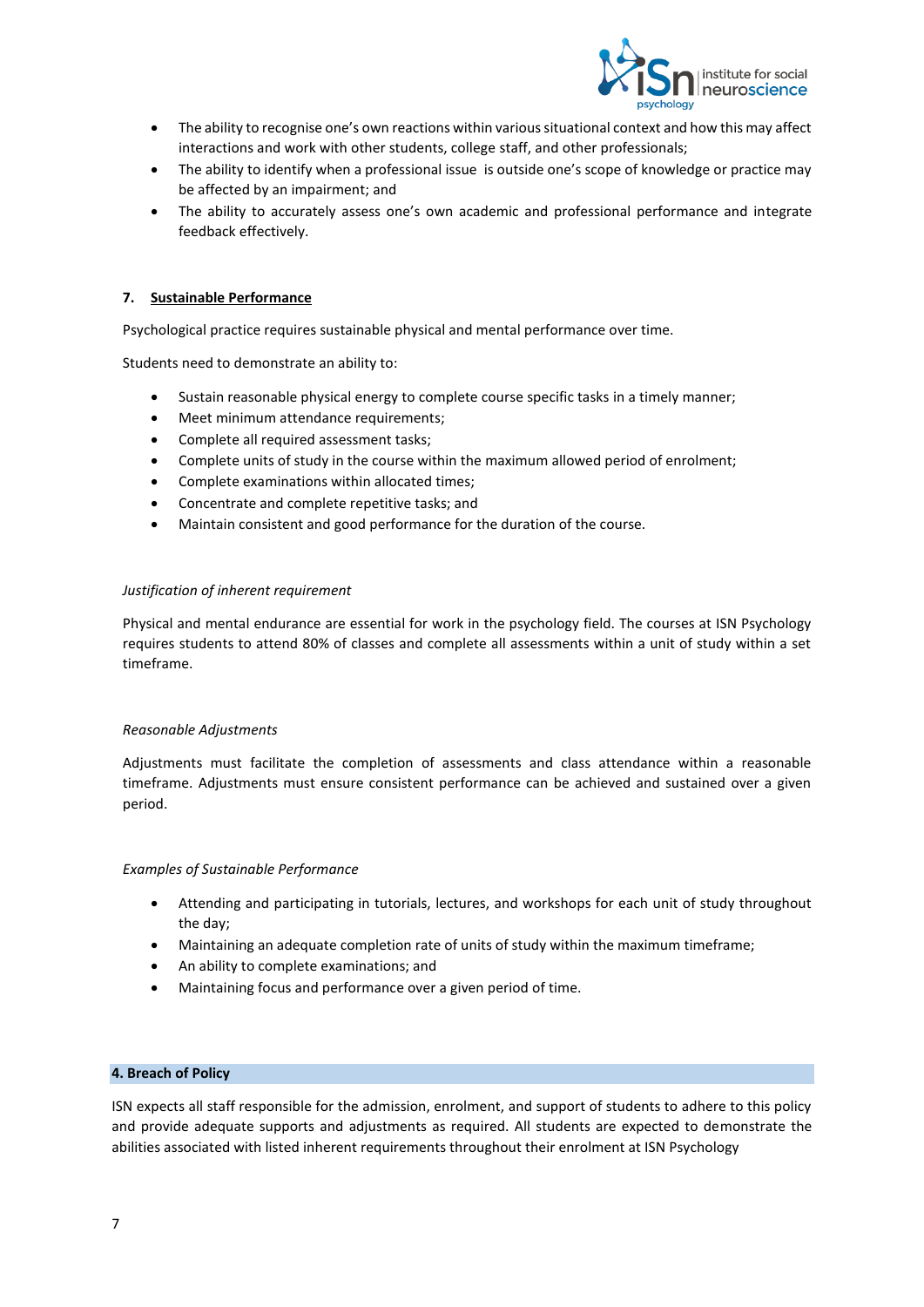- The ability to recognise one's own reactions within various situational context and how this may affect interactions and work with other students, college staff, and other professionals;
- The ability to identify when a professional issue is outside one's scope of knowledge or practice may be affected by an impairment; and
- The ability to accurately assess one's own academic and professional performance and integrate feedback effectively.

### 7. Sustainable Performance

Psychological practice requires sustainable physical and mental performance over time.

Students need to demonstrate an ability to:

- Sustain reasonable physical energy to complete course specific tasks in a timely manner;
- Meet minimum attendance requirements;
- Complete all required assessment tasks;
- Complete units of study in the course within the maximum allowed period of enrolment;
- Complete examinations within allocated times;
- Concentrate and complete repetitive tasks; and
- Maintain consistent and good performance for the duration of the course.

*Justification of inherent requirement*

Physical and mental endurance are essential for work in the psychology field. The courses at ISN Psychology requires students to attend 80% of classes and complete all assessments within a unit of study within a set timeframe.

*Reasonable Adjustments*

Adjustments must facilitate the completion of assessments and class attendance within a reasonable timeframe. Adjustments must ensure consistent performance can be achieved and sustained over a given period.

*Examples of Sustainable Performance*

- Attending and participating in tutorials, lectures, and workshops for each unit of study throughout the day;
- Maintaining an adequate completion rate of units of study within the maximum timeframe;
- An ability to complete examinations; and
- Maintaining focus and performance over a given period of time.

## 4. Breach of Policy

ISN expects all staff responsible for the admission, enrolment, and support of students to adhere to this policy and provide adequate supports and adjustments as required. All students are expected to demonstrate the abilities associated with listed inherent requirements throughout their enrolment at ISN Psychology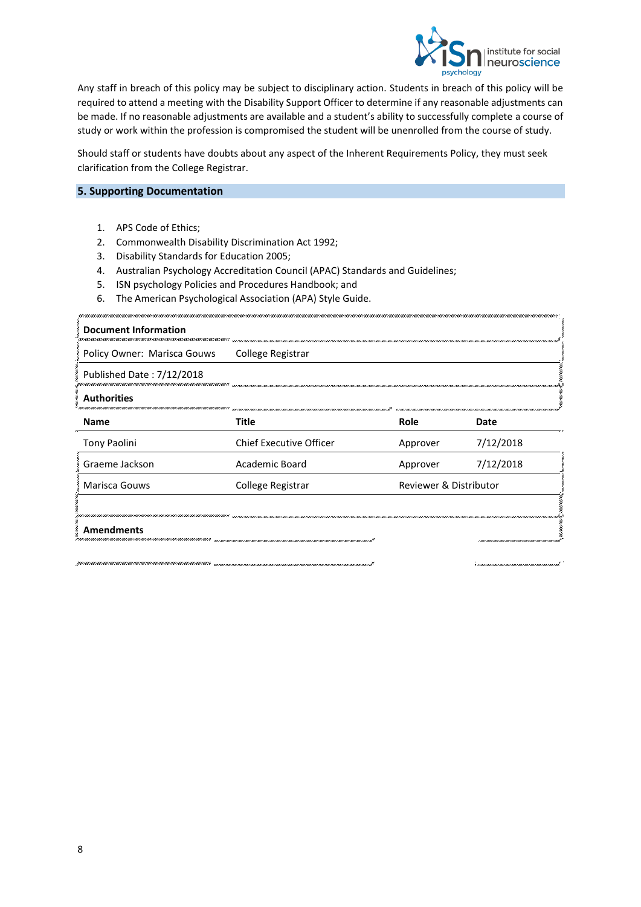Any staff in breach of this policy may be subject to disciplinary action. Students in breach of this policy will be required to attend a meeting with the Disability Support Officer to determine if any reasonable adjustments can be made. If no reasonable adjustments are available and a student's ability to successfully complete a course of study or work within the profession is compromised the student will be unenrolled from the course of study.

Should staff or students have doubts about any aspect of the Inherent Requirements Policy, they must seek clarification from the College Registrar.

## 5. Supporting Documentation

1. APS Code of Ethics;
2. Commonwealth Disability Discrimination Act 1992;
3. Disability Standards for Education 2005;
4. Australian Psychology Accreditation Council (APAC) Standards and Guidelines;
5. ISN psychology Policies and Procedures Handbook; and
6. The American Psychological Association (APA) Style Guide.

| | | | |
|---|---|---|---|
| **Document Information** | | | |
| Policy Owner: Marisca Gouws | College Registrar | | |
| Published Date : 7/12/2018 | | | |
| **Authorities** | | | |
| **Name** | **Title** | **Role** | **Date** |
| Tony Paolini | Chief Executive Officer | Approver | 7/12/2018 |
| Graeme Jackson | Academic Board | Approver | 7/12/2018 |
| Marisca Gouws | College Registrar | Reviewer & Distributor | |
| | | | |
| **Amendments** | | | |
| | | | |